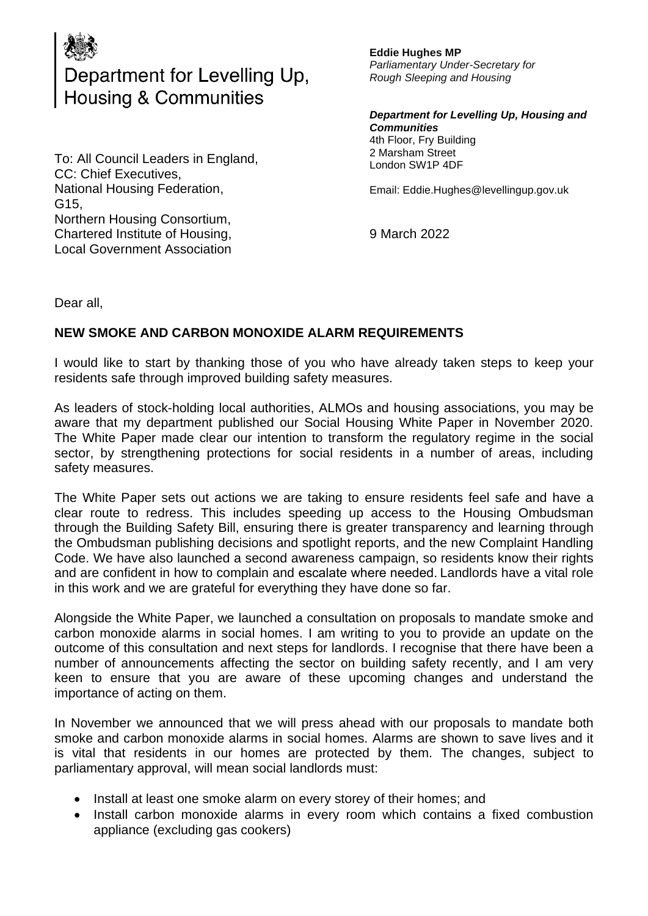Department for Levelling Up, Housing & Communities

**Eddie Hughes MP**
*Parliamentary Under-Secretary for Rough Sleeping and Housing*

***Department for Levelling Up, Housing and Communities***
4th Floor, Fry Building
2 Marsham Street
London SW1P 4DF

Email: Eddie.Hughes@levellingup.gov.uk

To: All Council Leaders in England,
CC: Chief Executives,
National Housing Federation,
G15,
Northern Housing Consortium,
Chartered Institute of Housing,
Local Government Association

9 March 2022

Dear all,

**NEW SMOKE AND CARBON MONOXIDE ALARM REQUIREMENTS**

I would like to start by thanking those of you who have already taken steps to keep your residents safe through improved building safety measures.

As leaders of stock-holding local authorities, ALMOs and housing associations, you may be aware that my department published our Social Housing White Paper in November 2020. The White Paper made clear our intention to transform the regulatory regime in the social sector, by strengthening protections for social residents in a number of areas, including safety measures.

The White Paper sets out actions we are taking to ensure residents feel safe and have a clear route to redress. This includes speeding up access to the Housing Ombudsman through the Building Safety Bill, ensuring there is greater transparency and learning through the Ombudsman publishing decisions and spotlight reports, and the new Complaint Handling Code. We have also launched a second awareness campaign, so residents know their rights and are confident in how to complain and escalate where needed. Landlords have a vital role in this work and we are grateful for everything they have done so far.

Alongside the White Paper, we launched a consultation on proposals to mandate smoke and carbon monoxide alarms in social homes. I am writing to you to provide an update on the outcome of this consultation and next steps for landlords. I recognise that there have been a number of announcements affecting the sector on building safety recently, and I am very keen to ensure that you are aware of these upcoming changes and understand the importance of acting on them.

In November we announced that we will press ahead with our proposals to mandate both smoke and carbon monoxide alarms in social homes. Alarms are shown to save lives and it is vital that residents in our homes are protected by them. The changes, subject to parliamentary approval, will mean social landlords must:

- Install at least one smoke alarm on every storey of their homes; and
- Install carbon monoxide alarms in every room which contains a fixed combustion appliance (excluding gas cookers)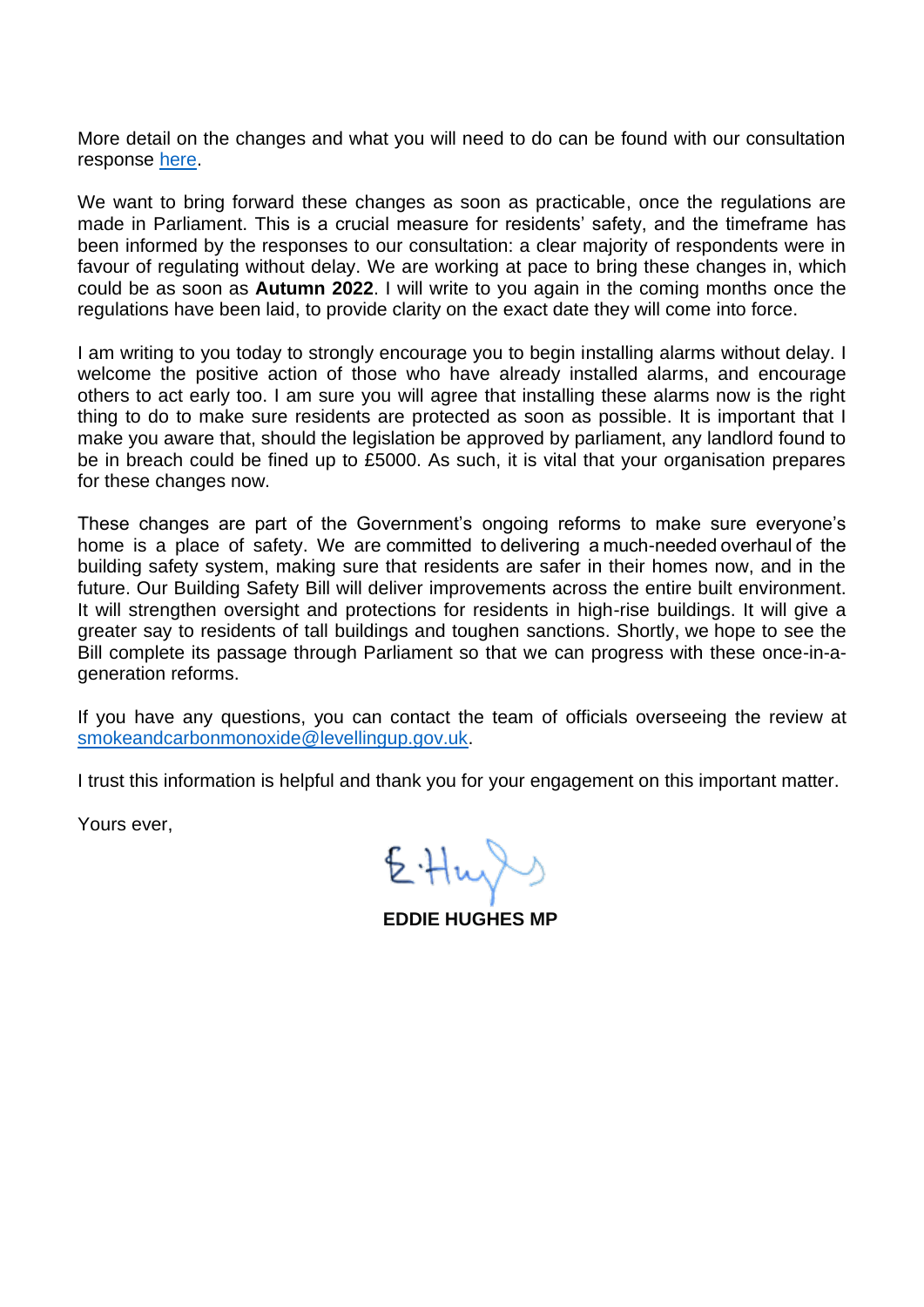More detail on the changes and what you will need to do can be found with our consultation response [here](#).

We want to bring forward these changes as soon as practicable, once the regulations are made in Parliament. This is a crucial measure for residents' safety, and the timeframe has been informed by the responses to our consultation: a clear majority of respondents were in favour of regulating without delay. We are working at pace to bring these changes in, which could be as soon as **Autumn 2022**. I will write to you again in the coming months once the regulations have been laid, to provide clarity on the exact date they will come into force.

I am writing to you today to strongly encourage you to begin installing alarms without delay. I welcome the positive action of those who have already installed alarms, and encourage others to act early too. I am sure you will agree that installing these alarms now is the right thing to do to make sure residents are protected as soon as possible. It is important that I make you aware that, should the legislation be approved by parliament, any landlord found to be in breach could be fined up to £5000. As such, it is vital that your organisation prepares for these changes now.

These changes are part of the Government's ongoing reforms to make sure everyone's home is a place of safety. We are committed to delivering a much-needed overhaul of the building safety system, making sure that residents are safer in their homes now, and in the future. Our Building Safety Bill will deliver improvements across the entire built environment. It will strengthen oversight and protections for residents in high-rise buildings. It will give a greater say to residents of tall buildings and toughen sanctions. Shortly, we hope to see the Bill complete its passage through Parliament so that we can progress with these once-in-a-generation reforms.

If you have any questions, you can contact the team of officials overseeing the review at smokeandcarbonmonoxide@levellingup.gov.uk.

I trust this information is helpful and thank you for your engagement on this important matter.

Yours ever,

E Hughes

**EDDIE HUGHES MP**